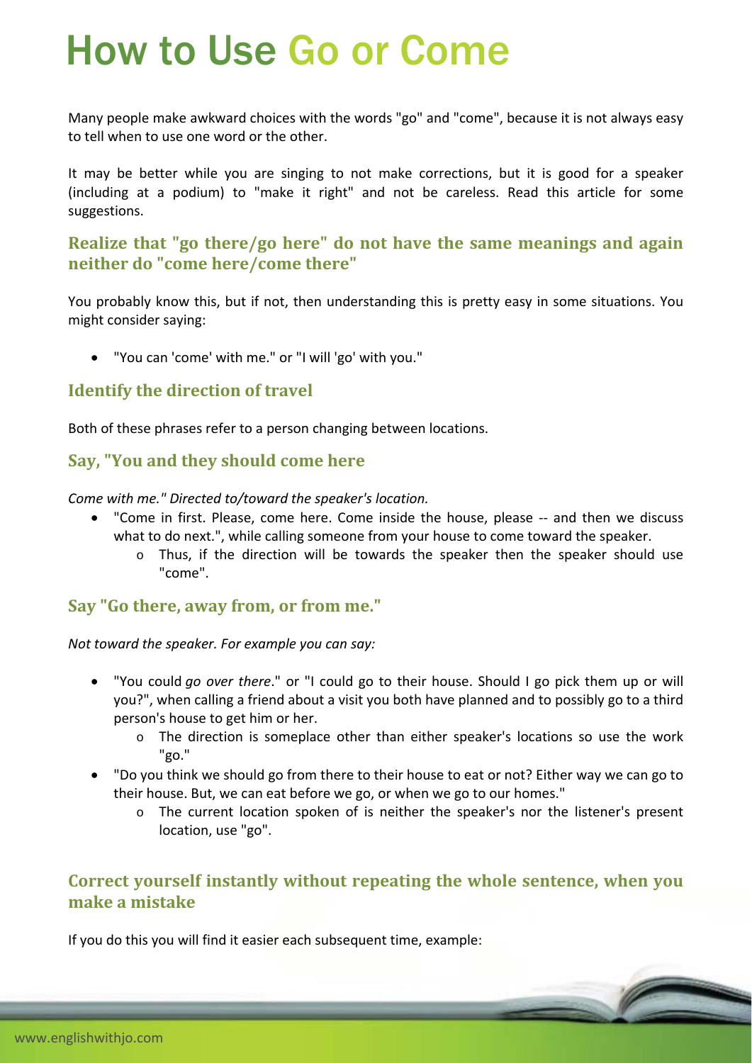# How to Use Go or Come

Many people make awkward choices with the words "go" and "come", because it is not always easy to tell when to use one word or the other.

It may be better while you are singing to not make corrections, but it is good for a speaker (including at a podium) to "make it right" and not be careless. Read this article for some suggestions.

### Realize that "go there/go here" do not have the same meanings and again neither do "come here/come there"

You probably know this, but if not, then understanding this is pretty easy in some situations. You might consider saying:

- "You can 'come' with me." or "I will 'go' with you."

### Identify the direction of travel

Both of these phrases refer to a person changing between locations.

### Say, "You and they should come here

*Come with me." Directed to/toward the speaker's location.*

- "Come in first. Please, come here. Come inside the house, please -- and then we discuss what to do next.", while calling someone from your house to come toward the speaker.
  - Thus, if the direction will be towards the speaker then the speaker should use "come".

### Say "Go there, away from, or from me."

*Not toward the speaker. For example you can say:*

- "You could *go over there*." or "I could go to their house. Should I go pick them up or will you?", when calling a friend about a visit you both have planned and to possibly go to a third person's house to get him or her.
  - The direction is someplace other than either speaker's locations so use the work "go."
- "Do you think we should go from there to their house to eat or not? Either way we can go to their house. But, we can eat before we go, or when we go to our homes."
  - The current location spoken of is neither the speaker's nor the listener's present location, use "go".

### Correct yourself instantly without repeating the whole sentence, when you make a mistake

If you do this you will find it easier each subsequent time, example: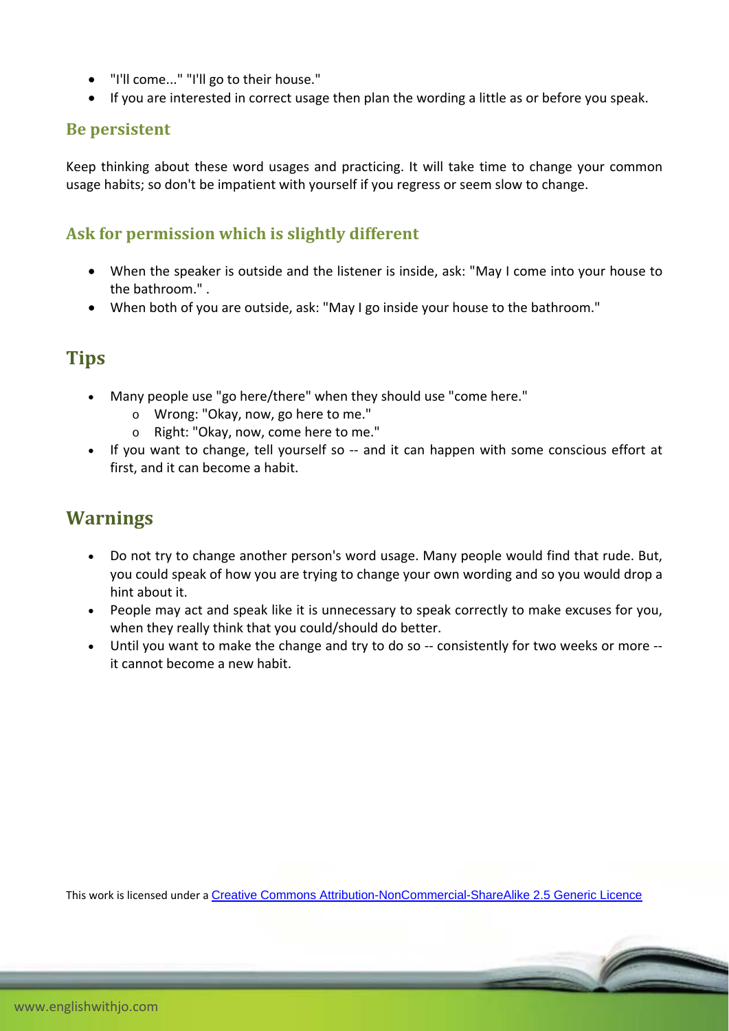- "I'll come..." "I'll go to their house."
- If you are interested in correct usage then plan the wording a little as or before you speak.

### Be persistent

Keep thinking about these word usages and practicing. It will take time to change your common usage habits; so don't be impatient with yourself if you regress or seem slow to change.

### Ask for permission which is slightly different

- When the speaker is outside and the listener is inside, ask: "May I come into your house to the bathroom." .
- When both of you are outside, ask: "May I go inside your house to the bathroom."

## Tips

- Many people use "go here/there" when they should use "come here."
  - Wrong: "Okay, now, go here to me."
  - Right: "Okay, now, come here to me."
- If you want to change, tell yourself so -- and it can happen with some conscious effort at first, and it can become a habit.

## Warnings

- Do not try to change another person's word usage. Many people would find that rude. But, you could speak of how you are trying to change your own wording and so you would drop a hint about it.
- People may act and speak like it is unnecessary to speak correctly to make excuses for you, when they really think that you could/should do better.
- Until you want to make the change and try to do so -- consistently for two weeks or more -- it cannot become a new habit.

This work is licensed under a Creative Commons Attribution-NonCommercial-ShareAlike 2.5 Generic Licence